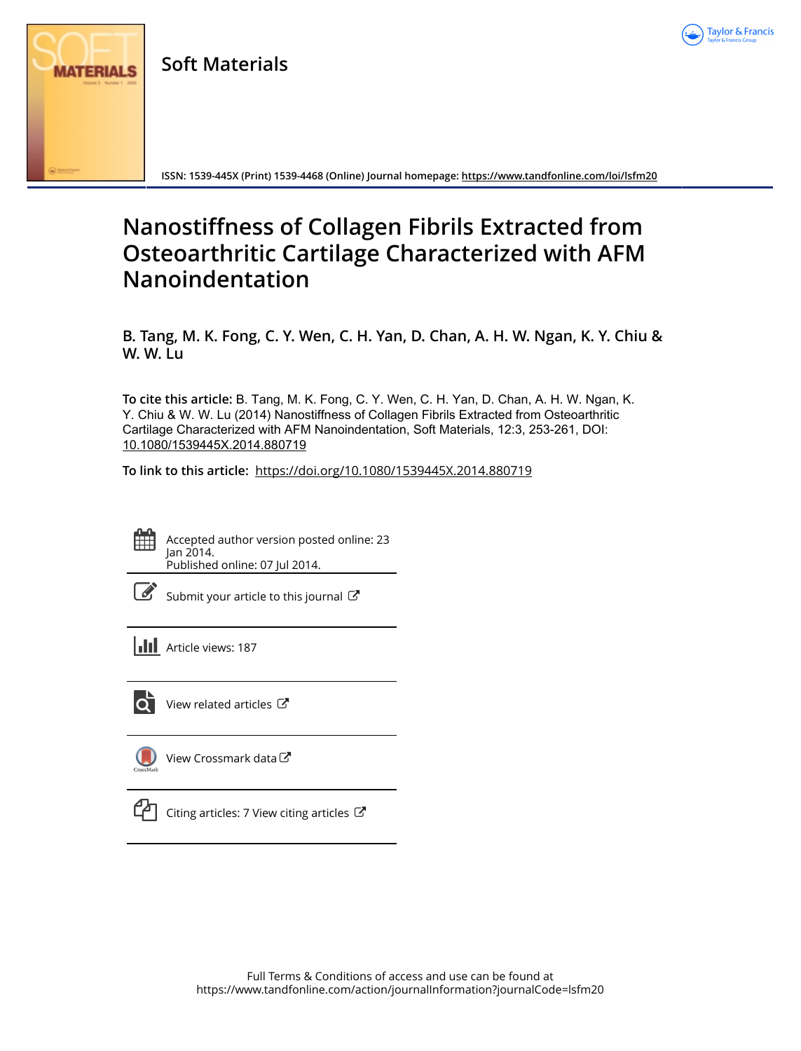Soft Materials

ISSN: 1539-445X (Print) 1539-4468 (Online) Journal homepage: https://www.tandfonline.com/loi/lsfm20

# Nanostiffness of Collagen Fibrils Extracted from Osteoarthritic Cartilage Characterized with AFM Nanoindentation

**B. Tang, M. K. Fong, C. Y. Wen, C. H. Yan, D. Chan, A. H. W. Ngan, K. Y. Chiu & W. W. Lu**

**To cite this article:** B. Tang, M. K. Fong, C. Y. Wen, C. H. Yan, D. Chan, A. H. W. Ngan, K. Y. Chiu & W. W. Lu (2014) Nanostiffness of Collagen Fibrils Extracted from Osteoarthritic Cartilage Characterized with AFM Nanoindentation, Soft Materials, 12:3, 253-261, DOI: 10.1080/1539445X.2014.880719

**To link to this article:** https://doi.org/10.1080/1539445X.2014.880719

Accepted author version posted online: 23 Jan 2014.
Published online: 07 Jul 2014.

Submit your article to this journal

Article views: 187

View related articles

View Crossmark data

Citing articles: 7 View citing articles

Full Terms & Conditions of access and use can be found at
https://www.tandfonline.com/action/journalInformation?journalCode=lsfm20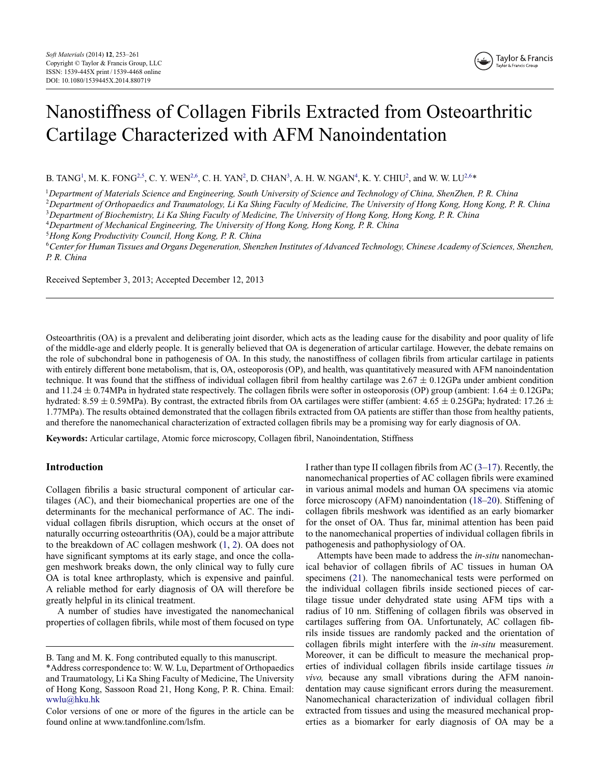# Nanostiffness of Collagen Fibrils Extracted from Osteoarthritic Cartilage Characterized with AFM Nanoindentation

B. TANG[1], M. K. FONG[2,5], C. Y. WEN[2,6], C. H. YAN[2], D. CHAN[3], A. H. W. NGAN[4], K. Y. CHIU[2], and W. W. LU[2,6]*

[1]*Department of Materials Science and Engineering, South University of Science and Technology of China, ShenZhen, P. R. China*
[2]*Department of Orthopaedics and Traumatology, Li Ka Shing Faculty of Medicine, The University of Hong Kong, Hong Kong, P. R. China*
[3]*Department of Biochemistry, Li Ka Shing Faculty of Medicine, The University of Hong Kong, Hong Kong, P. R. China*
[4]*Department of Mechanical Engineering, The University of Hong Kong, Hong Kong, P. R. China*
[5]*Hong Kong Productivity Council, Hong Kong, P. R. China*
[6]*Center for Human Tissues and Organs Degeneration, Shenzhen Institutes of Advanced Technology, Chinese Academy of Sciences, Shenzhen, P. R. China*

Received September 3, 2013; Accepted December 12, 2013

Osteoarthritis (OA) is a prevalent and deliberating joint disorder, which acts as the leading cause for the disability and poor quality of life of the middle-age and elderly people. It is generally believed that OA is degeneration of articular cartilage. However, the debate remains on the role of subchondral bone in pathogenesis of OA. In this study, the nanostiffness of collagen fibrils from articular cartilage in patients with entirely different bone metabolism, that is, OA, osteoporosis (OP), and health, was quantitatively measured with AFM nanoindentation technique. It was found that the stiffness of individual collagen fibril from healthy cartilage was $2.67 \pm 0.12$GPa under ambient condition and $11.24 \pm 0.74$MPa in hydrated state respectively. The collagen fibrils were softer in osteoporosis (OP) group (ambient: $1.64 \pm 0.12$GPa; hydrated: $8.59 \pm 0.59$MPa). By contrast, the extracted fibrils from OA cartilages were stiffer (ambient: $4.65 \pm 0.25$GPa; hydrated: $17.26 \pm 1.77$MPa). The results obtained demonstrated that the collagen fibrils extracted from OA patients are stiffer than those from healthy patients, and therefore the nanomechanical characterization of extracted collagen fibrils may be a promising way for early diagnosis of OA.

**Keywords:** Articular cartilage, Atomic force microscopy, Collagen fibril, Nanoindentation, Stiffness

## Introduction

Collagen fibrilis a basic structural component of articular cartilages (AC), and their biomechanical properties are one of the determinants for the mechanical performance of AC. The individual collagen fibrils disruption, which occurs at the onset of naturally occurring osteoarthritis (OA), could be a major attribute to the breakdown of AC collagen meshwork (1, 2). OA does not have significant symptoms at its early stage, and once the collagen meshwork breaks down, the only clinical way to fully cure OA is total knee arthroplasty, which is expensive and painful. A reliable method for early diagnosis of OA will therefore be greatly helpful in its clinical treatment.

A number of studies have investigated the nanomechanical properties of collagen fibrils, while most of them focused on type I rather than type II collagen fibrils from AC (3–17). Recently, the nanomechanical properties of AC collagen fibrils were examined in various animal models and human OA specimens via atomic force microscopy (AFM) nanoindentation (18–20). Stiffening of collagen fibrils meshwork was identified as an early biomarker for the onset of OA. Thus far, minimal attention has been paid to the nanomechanical properties of individual collagen fibrils in pathogenesis and pathophysiology of OA.

Attempts have been made to address the *in-situ* nanomechanical behavior of collagen fibrils of AC tissues in human OA specimens (21). The nanomechanical tests were performed on the individual collagen fibrils inside sectioned pieces of cartilage tissue under dehydrated state using AFM tips with a radius of 10 nm. Stiffening of collagen fibrils was observed in cartilages suffering from OA. Unfortunately, AC collagen fibrils inside tissues are randomly packed and the orientation of collagen fibrils might interfere with the *in-situ* measurement. Moreover, it can be difficult to measure the mechanical properties of individual collagen fibrils inside cartilage tissues *in vivo,* because any small vibrations during the AFM nanoindentation may cause significant errors during the measurement. Nanomechanical characterization of individual collagen fibril extracted from tissues and using the measured mechanical properties as a biomarker for early diagnosis of OA may be a

B. Tang and M. K. Fong contributed equally to this manuscript.
*Address correspondence to: W. W. Lu, Department of Orthopaedics and Traumatology, Li Ka Shing Faculty of Medicine, The University of Hong Kong, Sassoon Road 21, Hong Kong, P. R. China. Email: wwlu@hku.hk

Color versions of one or more of the figures in the article can be found online at www.tandfonline.com/lsfm.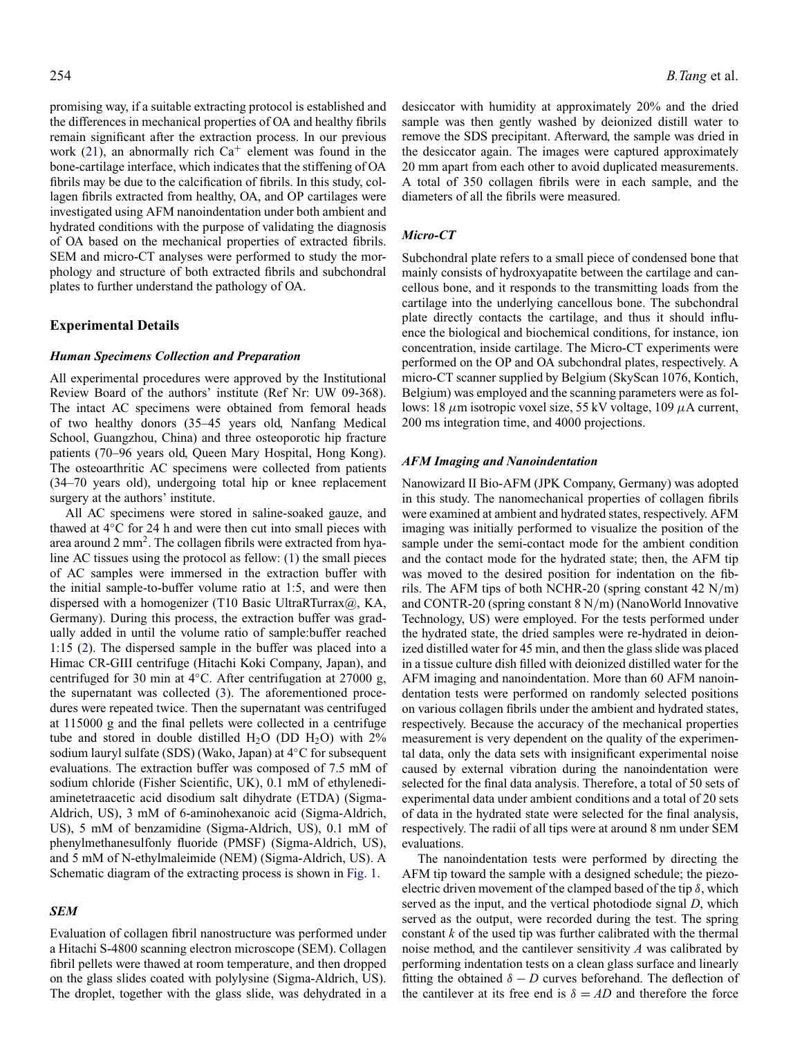promising way, if a suitable extracting protocol is established and the differences in mechanical properties of OA and healthy fibrils remain significant after the extraction process. In our previous work (21), an abnormally rich $Ca^{+}$ element was found in the bone-cartilage interface, which indicates that the stiffening of OA fibrils may be due to the calcification of fibrils. In this study, collagen fibrils extracted from healthy, OA, and OP cartilages were investigated using AFM nanoindentation under both ambient and hydrated conditions with the purpose of validating the diagnosis of OA based on the mechanical properties of extracted fibrils. SEM and micro-CT analyses were performed to study the morphology and structure of both extracted fibrils and subchondral plates to further understand the pathology of OA.

## Experimental Details

### *Human Specimens Collection and Preparation*

All experimental procedures were approved by the Institutional Review Board of the authors' institute (Ref Nr: UW 09-368). The intact AC specimens were obtained from femoral heads of two healthy donors (35–45 years old, Nanfang Medical School, Guangzhou, China) and three osteoporotic hip fracture patients (70–96 years old, Queen Mary Hospital, Hong Kong). The osteoarthritic AC specimens were collected from patients (34–70 years old), undergoing total hip or knee replacement surgery at the authors' institute.

All AC specimens were stored in saline-soaked gauze, and thawed at 4°C for 24 h and were then cut into small pieces with area around 2 $mm^2$. The collagen fibrils were extracted from hyaline AC tissues using the protocol as fellow: (1) the small pieces of AC samples were immersed in the extraction buffer with the initial sample-to-buffer volume ratio at 1:5, and were then dispersed with a homogenizer (T10 Basic UltraRTurrax@, KA, Germany). During this process, the extraction buffer was gradually added in until the volume ratio of sample:buffer reached 1:15 (2). The dispersed sample in the buffer was placed into a Himac CR-GIII centrifuge (Hitachi Koki Company, Japan), and centrifuged for 30 min at 4°C. After centrifugation at 27000 g, the supernatant was collected (3). The aforementioned procedures were repeated twice. Then the supernatant was centrifuged at 115000 g and the final pellets were collected in a centrifuge tube and stored in double distilled $H_2O$ (DD $H_2O$) with 2% sodium lauryl sulfate (SDS) (Wako, Japan) at 4°C for subsequent evaluations. The extraction buffer was composed of 7.5 mM of sodium chloride (Fisher Scientific, UK), 0.1 mM of ethylenediaminetetraacetic acid disodium salt dihydrate (ETDA) (Sigma-Aldrich, US), 3 mM of 6-aminohexanoic acid (Sigma-Aldrich, US), 5 mM of benzamidine (Sigma-Aldrich, US), 0.1 mM of phenylmethanesulfonly fluoride (PMSF) (Sigma-Aldrich, US), and 5 mM of N-ethylmaleimide (NEM) (Sigma-Aldrich, US). A Schematic diagram of the extracting process is shown in Fig. 1.

### *SEM*

Evaluation of collagen fibril nanostructure was performed under a Hitachi S-4800 scanning electron microscope (SEM). Collagen fibril pellets were thawed at room temperature, and then dropped on the glass slides coated with polylysine (Sigma-Aldrich, US). The droplet, together with the glass slide, was dehydrated in a desiccator with humidity at approximately 20% and the dried sample was then gently washed by deionized distill water to remove the SDS precipitant. Afterward, the sample was dried in the desiccator again. The images were captured approximately 20 mm apart from each other to avoid duplicated measurements. A total of 350 collagen fibrils were in each sample, and the diameters of all the fibrils were measured.

### *Micro-CT*

Subchondral plate refers to a small piece of condensed bone that mainly consists of hydroxyapatite between the cartilage and cancellous bone, and it responds to the transmitting loads from the cartilage into the underlying cancellous bone. The subchondral plate directly contacts the cartilage, and thus it should influence the biological and biochemical conditions, for instance, ion concentration, inside cartilage. The Micro-CT experiments were performed on the OP and OA subchondral plates, respectively. A micro-CT scanner supplied by Belgium (SkyScan 1076, Kontich, Belgium) was employed and the scanning parameters were as follows: 18 $\mu$m isotropic voxel size, 55 kV voltage, 109 $\mu$A current, 200 ms integration time, and 4000 projections.

### *AFM Imaging and Nanoindentation*

Nanowizard II Bio-AFM (JPK Company, Germany) was adopted in this study. The nanomechanical properties of collagen fibrils were examined at ambient and hydrated states, respectively. AFM imaging was initially performed to visualize the position of the sample under the semi-contact mode for the ambient condition and the contact mode for the hydrated state; then, the AFM tip was moved to the desired position for indentation on the fibrils. The AFM tips of both NCHR-20 (spring constant 42 N/m) and CONTR-20 (spring constant 8 N/m) (NanoWorld Innovative Technology, US) were employed. For the tests performed under the hydrated state, the dried samples were re-hydrated in deionized distilled water for 45 min, and then the glass slide was placed in a tissue culture dish filled with deionized distilled water for the AFM imaging and nanoindentation. More than 60 AFM nanoindentation tests were performed on randomly selected positions on various collagen fibrils under the ambient and hydrated states, respectively. Because the accuracy of the mechanical properties measurement is very dependent on the quality of the experimental data, only the data sets with insignificant experimental noise caused by external vibration during the nanoindentation were selected for the final data analysis. Therefore, a total of 50 sets of experimental data under ambient conditions and a total of 20 sets of data in the hydrated state were selected for the final analysis, respectively. The radii of all tips were at around 8 nm under SEM evaluations.

The nanoindentation tests were performed by directing the AFM tip toward the sample with a designed schedule; the piezoelectric driven movement of the clamped based of the tip $\delta$, which served as the input, and the vertical photodiode signal $D$, which served as the output, were recorded during the test. The spring constant $k$ of the used tip was further calibrated with the thermal noise method, and the cantilever sensitivity $A$ was calibrated by performing indentation tests on a clean glass surface and linearly fitting the obtained $\delta - D$ curves beforehand. The deflection of the cantilever at its free end is $\delta = AD$ and therefore the force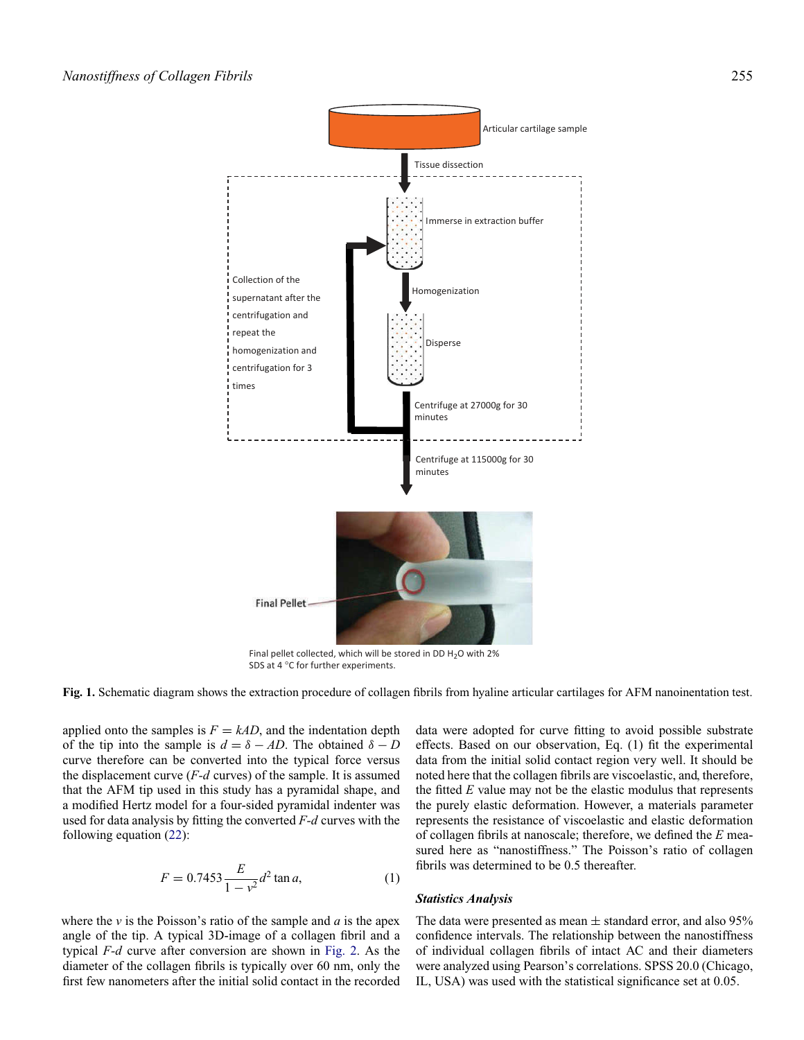Fig. 1. Schematic diagram shows the extraction procedure of collagen fibrils from hyaline articular cartilages for AFM nanoinentation test.

applied onto the samples is $F = kAD$, and the indentation depth of the tip into the sample is $d = \delta - AD$. The obtained $\delta - D$ curve therefore can be converted into the typical force versus the displacement curve ($F$-$d$ curves) of the sample. It is assumed that the AFM tip used in this study has a pyramidal shape, and a modified Hertz model for a four-sided pyramidal indenter was used for data analysis by fitting the converted $F$-$d$ curves with the following equation (22):

$$F = 0.7453 \frac{E}{1 - v^2} d^2 \tan a, \quad (1)$$

where the $v$ is the Poisson's ratio of the sample and $a$ is the apex angle of the tip. A typical 3D-image of a collagen fibril and a typical $F$-$d$ curve after conversion are shown in Fig. 2. As the diameter of the collagen fibrils is typically over 60 nm, only the first few nanometers after the initial solid contact in the recorded data were adopted for curve fitting to avoid possible substrate effects. Based on our observation, Eq. (1) fit the experimental data from the initial solid contact region very well. It should be noted here that the collagen fibrils are viscoelastic, and, therefore, the fitted $E$ value may not be the elastic modulus that represents the purely elastic deformation. However, a materials parameter represents the resistance of viscoelastic and elastic deformation of collagen fibrils at nanoscale; therefore, we defined the $E$ measured here as "nanostiffness." The Poisson's ratio of collagen fibrils was determined to be 0.5 thereafter.

### *Statistics Analysis*

The data were presented as mean ± standard error, and also 95% confidence intervals. The relationship between the nanostiffness of individual collagen fibrils of intact AC and their diameters were analyzed using Pearson's correlations. SPSS 20.0 (Chicago, IL, USA) was used with the statistical significance set at 0.05.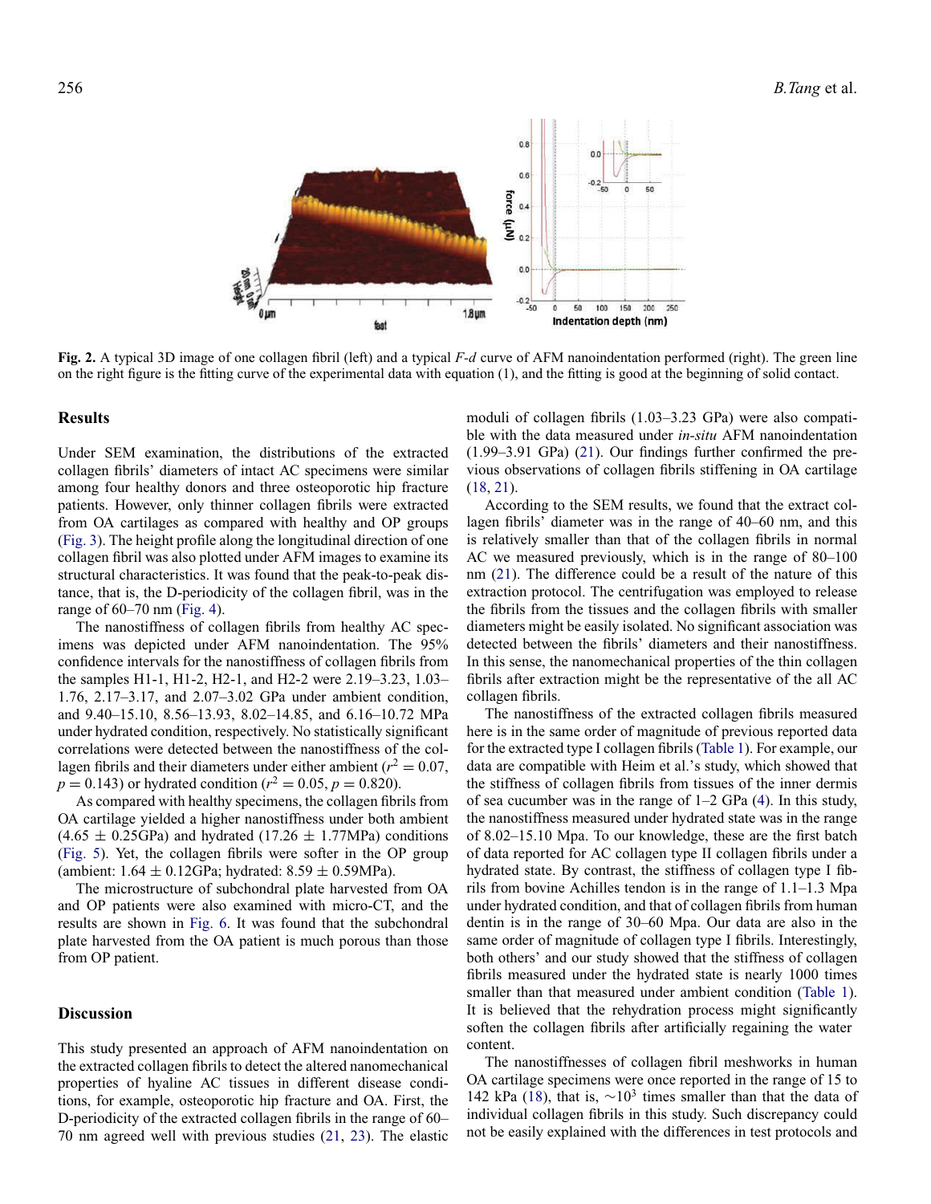**Fig. 2.** A typical 3D image of one collagen fibril (left) and a typical *F-d* curve of AFM nanoindentation performed (right). The green line on the right figure is the fitting curve of the experimental data with equation (1), and the fitting is good at the beginning of solid contact.

## Results

Under SEM examination, the distributions of the extracted collagen fibrils' diameters of intact AC specimens were similar among four healthy donors and three osteoporotic hip fracture patients. However, only thinner collagen fibrils were extracted from OA cartilages as compared with healthy and OP groups (Fig. 3). The height profile along the longitudinal direction of one collagen fibril was also plotted under AFM images to examine its structural characteristics. It was found that the peak-to-peak distance, that is, the D-periodicity of the collagen fibril, was in the range of 60–70 nm (Fig. 4).

The nanostiffness of collagen fibrils from healthy AC specimens was depicted under AFM nanoindentation. The 95% confidence intervals for the nanostiffness of collagen fibrils from the samples H1-1, H1-2, H2-1, and H2-2 were 2.19–3.23, 1.03–1.76, 2.17–3.17, and 2.07–3.02 GPa under ambient condition, and 9.40–15.10, 8.56–13.93, 8.02–14.85, and 6.16–10.72 MPa under hydrated condition, respectively. No statistically significant correlations were detected between the nanostiffness of the collagen fibrils and their diameters under either ambient ($r^2 = 0.07$, $p = 0.143$) or hydrated condition ($r^2 = 0.05$, $p = 0.820$).

As compared with healthy specimens, the collagen fibrils from OA cartilage yielded a higher nanostiffness under both ambient ($4.65 \pm 0.25$GPa) and hydrated ($17.26 \pm 1.77$MPa) conditions (Fig. 5). Yet, the collagen fibrils were softer in the OP group (ambient: $1.64 \pm 0.12$GPa; hydrated: $8.59 \pm 0.59$MPa).

The microstructure of subchondral plate harvested from OA and OP patients were also examined with micro-CT, and the results are shown in Fig. 6. It was found that the subchondral plate harvested from the OA patient is much porous than those from OP patient.

## Discussion

This study presented an approach of AFM nanoindentation on the extracted collagen fibrils to detect the altered nanomechanical properties of hyaline AC tissues in different disease conditions, for example, osteoporotic hip fracture and OA. First, the D-periodicity of the extracted collagen fibrils in the range of 60–70 nm agreed well with previous studies (21, 23). The elastic moduli of collagen fibrils (1.03–3.23 GPa) were also compatible with the data measured under *in-situ* AFM nanoindentation (1.99–3.91 GPa) (21). Our findings further confirmed the previous observations of collagen fibrils stiffening in OA cartilage (18, 21).

According to the SEM results, we found that the extract collagen fibrils' diameter was in the range of 40–60 nm, and this is relatively smaller than that of the collagen fibrils in normal AC we measured previously, which is in the range of 80–100 nm (21). The difference could be a result of the nature of this extraction protocol. The centrifugation was employed to release the fibrils from the tissues and the collagen fibrils with smaller diameters might be easily isolated. No significant association was detected between the fibrils' diameters and their nanostiffness. In this sense, the nanomechanical properties of the thin collagen fibrils after extraction might be the representative of the all AC collagen fibrils.

The nanostiffness of the extracted collagen fibrils measured here is in the same order of magnitude of previous reported data for the extracted type I collagen fibrils (Table 1). For example, our data are compatible with Heim et al.'s study, which showed that the stiffness of collagen fibrils from tissues of the inner dermis of sea cucumber was in the range of 1–2 GPa (4). In this study, the nanostiffness measured under hydrated state was in the range of 8.02–15.10 Mpa. To our knowledge, these are the first batch of data reported for AC collagen type II collagen fibrils under a hydrated state. By contrast, the stiffness of collagen type I fibrils from bovine Achilles tendon is in the range of 1.1–1.3 Mpa under hydrated condition, and that of collagen fibrils from human dentin is in the range of 30–60 Mpa. Our data are also in the same order of magnitude of collagen type I fibrils. Interestingly, both others' and our study showed that the stiffness of collagen fibrils measured under the hydrated state is nearly 1000 times smaller than that measured under ambient condition (Table 1). It is believed that the rehydration process might significantly soften the collagen fibrils after artificially regaining the water content.

The nanostiffnesses of collagen fibril meshworks in human OA cartilage specimens were once reported in the range of 15 to 142 kPa (18), that is, $\sim 10^3$ times smaller than that the data of individual collagen fibrils in this study. Such discrepancy could not be easily explained with the differences in test protocols and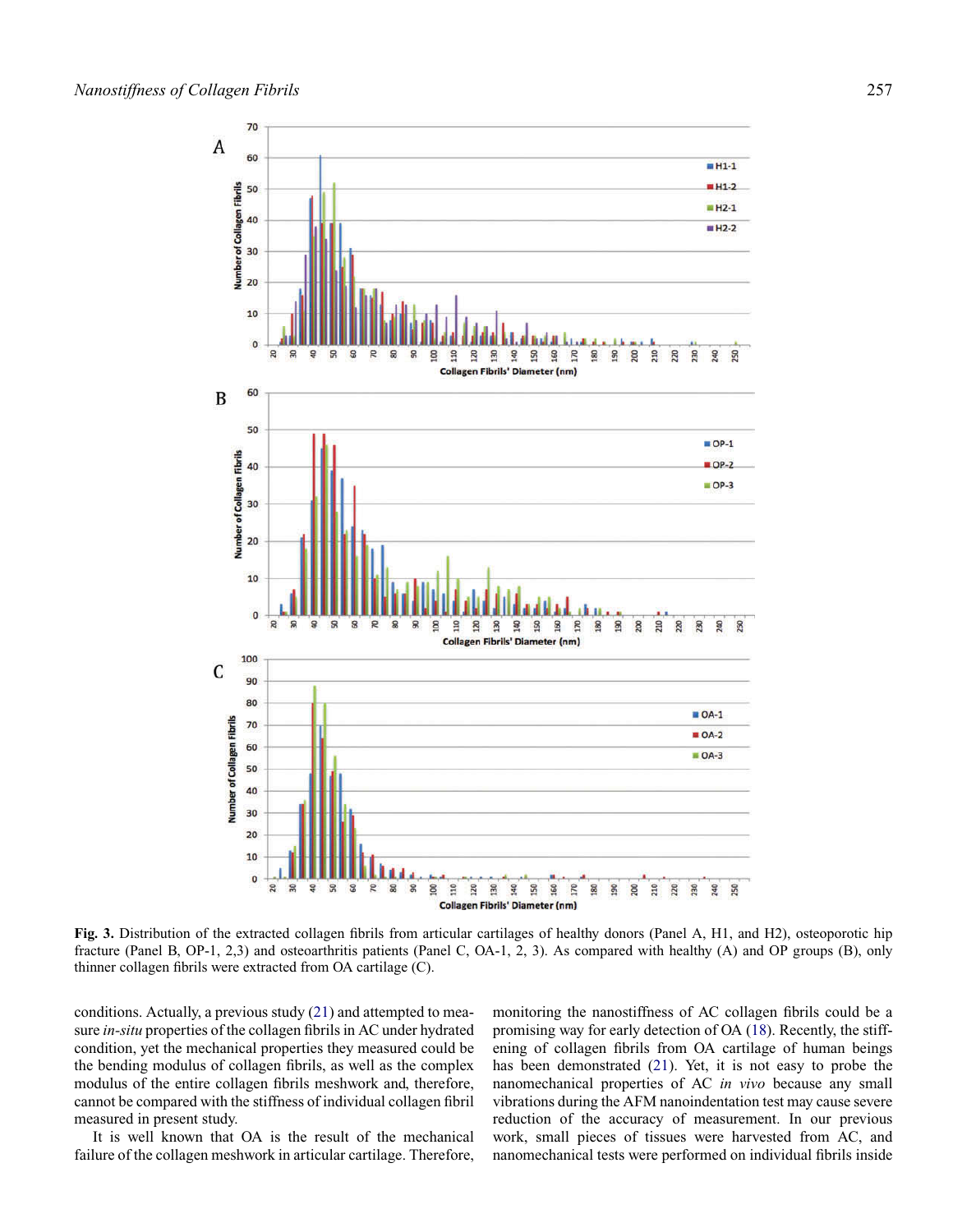Fig. 3. Distribution of the extracted collagen fibrils from articular cartilages of healthy donors (Panel A, H1, and H2), osteoporotic hip fracture (Panel B, OP-1, 2,3) and osteoarthritis patients (Panel C, OA-1, 2, 3). As compared with healthy (A) and OP groups (B), only thinner collagen fibrils were extracted from OA cartilage (C).

conditions. Actually, a previous study (21) and attempted to measure *in-situ* properties of the collagen fibrils in AC under hydrated condition, yet the mechanical properties they measured could be the bending modulus of collagen fibrils, as well as the complex modulus of the entire collagen fibrils meshwork and, therefore, cannot be compared with the stiffness of individual collagen fibril measured in present study.

It is well known that OA is the result of the mechanical failure of the collagen meshwork in articular cartilage. Therefore, monitoring the nanostiffness of AC collagen fibrils could be a promising way for early detection of OA (18). Recently, the stiffening of collagen fibrils from OA cartilage of human beings has been demonstrated (21). Yet, it is not easy to probe the nanomechanical properties of AC *in vivo* because any small vibrations during the AFM nanoindentation test may cause severe reduction of the accuracy of measurement. In our previous work, small pieces of tissues were harvested from AC, and nanomechanical tests were performed on individual fibrils inside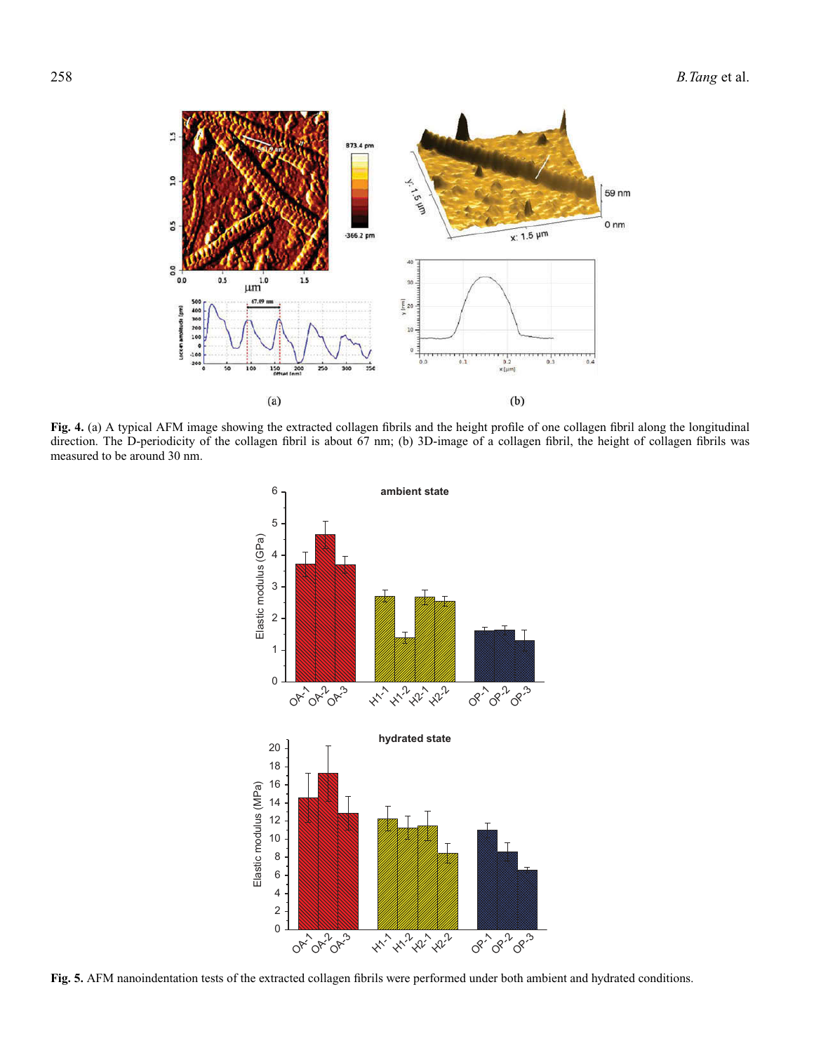**Fig. 4.** (a) A typical AFM image showing the extracted collagen fibrils and the height profile of one collagen fibril along the longitudinal direction. The D-periodicity of the collagen fibril is about 67 nm; (b) 3D-image of a collagen fibril, the height of collagen fibrils was measured to be around 30 nm.

**Fig. 5.** AFM nanoindentation tests of the extracted collagen fibrils were performed under both ambient and hydrated conditions.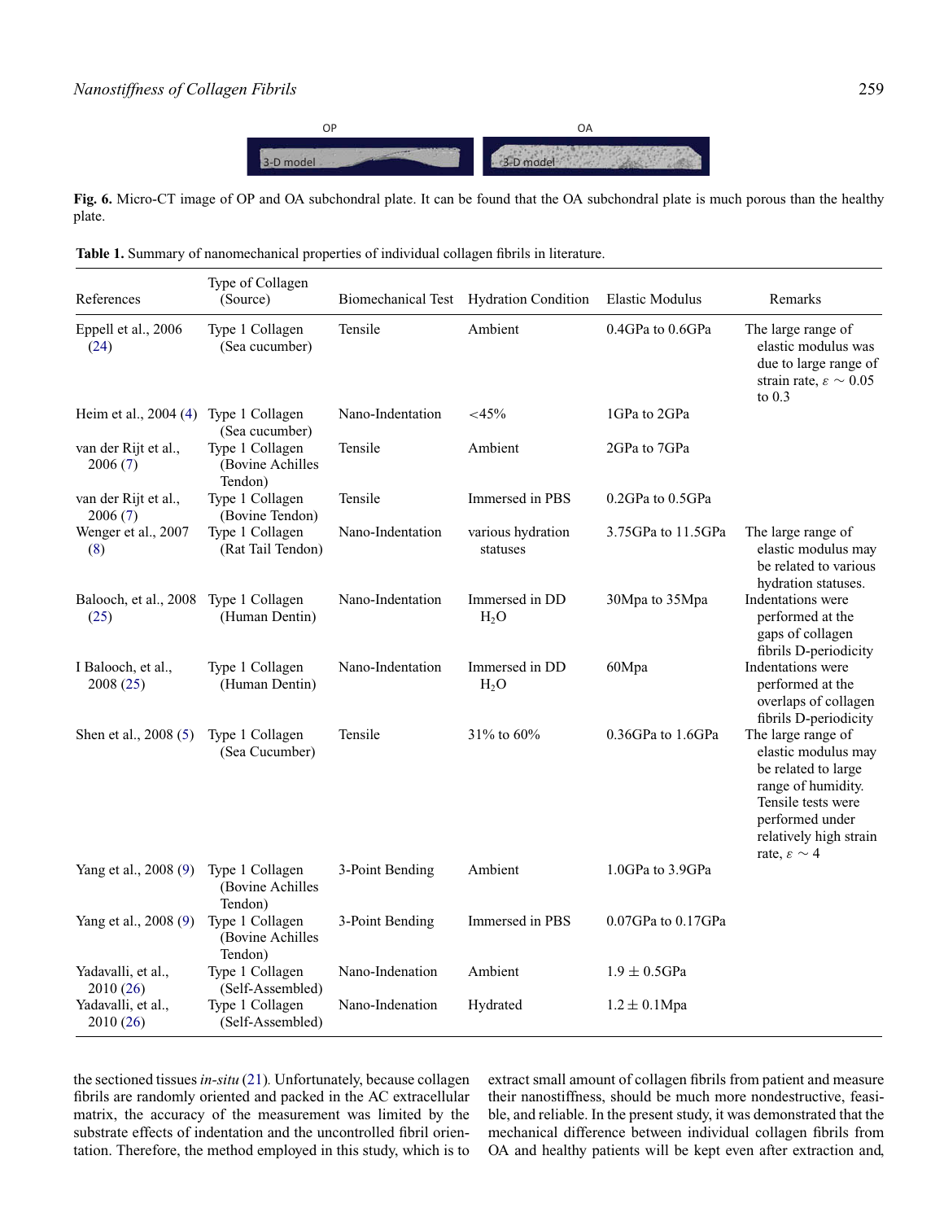Fig. 6. Micro-CT image of OP and OA subchondral plate. It can be found that the OA subchondral plate is much porous than the healthy plate.

Table 1. Summary of nanomechanical properties of individual collagen fibrils in literature.

| References | Type of Collagen (Source) | Biomechanical Test | Hydration Condition | Elastic Modulus | Remarks |
|---|---|---|---|---|---|
| Eppell et al., 2006 (24) | Type 1 Collagen (Sea cucumber) | Tensile | Ambient | 0.4GPa to 0.6GPa | The large range of elastic modulus was due to large range of strain rate, $\varepsilon \sim 0.05$ to 0.3 |
| Heim et al., 2004 (4) | Type 1 Collagen (Sea cucumber) | Nano-Indentation | <45% | 1GPa to 2GPa | |
| van der Rijt et al., 2006 (7) | Type 1 Collagen (Bovine Achilles Tendon) | Tensile | Ambient | 2GPa to 7GPa | |
| van der Rijt et al., 2006 (7) | Type 1 Collagen (Bovine Tendon) | Tensile | Immersed in PBS | 0.2GPa to 0.5GPa | |
| Wenger et al., 2007 (8) | Type 1 Collagen (Rat Tail Tendon) | Nano-Indentation | various hydration statuses | 3.75GPa to 11.5GPa | The large range of elastic modulus may be related to various hydration statuses. |
| Balooch, et al., 2008 (25) | Type 1 Collagen (Human Dentin) | Nano-Indentation | Immersed in DD $H_2O$ | 30Mpa to 35Mpa | Indentations were performed at the gaps of collagen fibrils D-periodicity |
| I Balooch, et al., 2008 (25) | Type 1 Collagen (Human Dentin) | Nano-Indentation | Immersed in DD $H_2O$ | 60Mpa | Indentations were performed at the overlaps of collagen fibrils D-periodicity |
| Shen et al., 2008 (5) | Type 1 Collagen (Sea Cucumber) | Tensile | 31% to 60% | 0.36GPa to 1.6GPa | The large range of elastic modulus may be related to large range of humidity. Tensile tests were performed under relatively high strain rate, $\varepsilon \sim 4$ |
| Yang et al., 2008 (9) | Type 1 Collagen (Bovine Achilles Tendon) | 3-Point Bending | Ambient | 1.0GPa to 3.9GPa | |
| Yang et al., 2008 (9) | Type 1 Collagen (Bovine Achilles Tendon) | 3-Point Bending | Immersed in PBS | 0.07GPa to 0.17GPa | |
| Yadavalli, et al., 2010 (26) | Type 1 Collagen (Self-Assembled) | Nano-Indenation | Ambient | $1.9 \pm 0.5$GPa | |
| Yadavalli, et al., 2010 (26) | Type 1 Collagen (Self-Assembled) | Nano-Indenation | Hydrated | $1.2 \pm 0.1$Mpa | |

the sectioned tissues *in-situ* (21). Unfortunately, because collagen fibrils are randomly oriented and packed in the AC extracellular matrix, the accuracy of the measurement was limited by the substrate effects of indentation and the uncontrolled fibril orientation. Therefore, the method employed in this study, which is to extract small amount of collagen fibrils from patient and measure their nanostiffness, should be much more nondestructive, feasible, and reliable. In the present study, it was demonstrated that the mechanical difference between individual collagen fibrils from OA and healthy patients will be kept even after extraction and,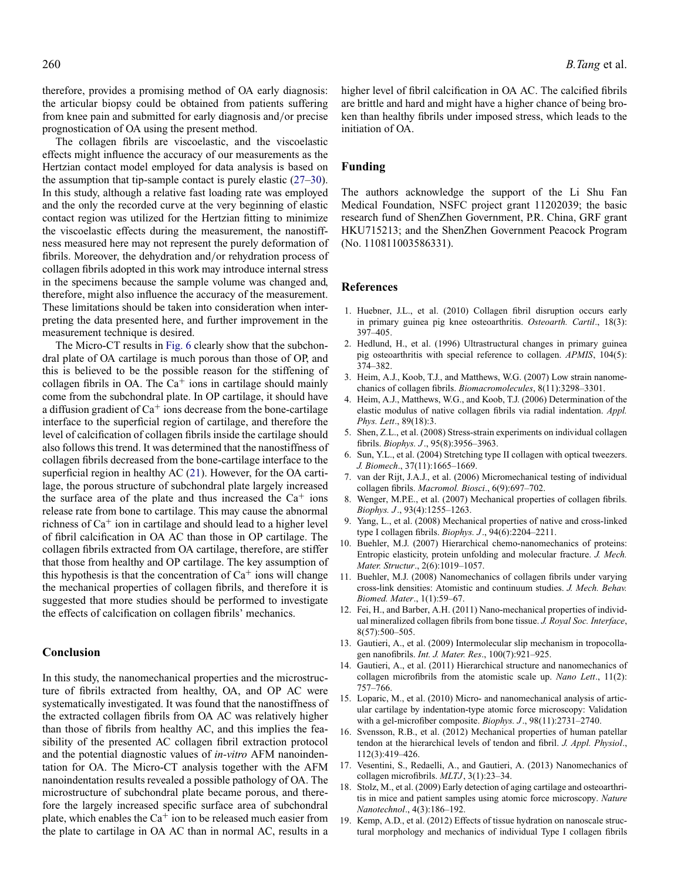therefore, provides a promising method of OA early diagnosis: the articular biopsy could be obtained from patients suffering from knee pain and submitted for early diagnosis and/or precise prognostication of OA using the present method.

The collagen fibrils are viscoelastic, and the viscoelastic effects might influence the accuracy of our measurements as the Hertzian contact model employed for data analysis is based on the assumption that tip-sample contact is purely elastic (27–30). In this study, although a relative fast loading rate was employed and the only the recorded curve at the very beginning of elastic contact region was utilized for the Hertzian fitting to minimize the viscoelastic effects during the measurement, the nanostiffness measured here may not represent the purely deformation of fibrils. Moreover, the dehydration and/or rehydration process of collagen fibrils adopted in this work may introduce internal stress in the specimens because the sample volume was changed and, therefore, might also influence the accuracy of the measurement. These limitations should be taken into consideration when interpreting the data presented here, and further improvement in the measurement technique is desired.

The Micro-CT results in Fig. 6 clearly show that the subchondral plate of OA cartilage is much porous than those of OP, and this is believed to be the possible reason for the stiffening of collagen fibrils in OA. The $Ca^{+}$ ions in cartilage should mainly come from the subchondral plate. In OP cartilage, it should have a diffusion gradient of $Ca^{+}$ ions decrease from the bone-cartilage interface to the superficial region of cartilage, and therefore the level of calcification of collagen fibrils inside the cartilage should also follows this trend. It was determined that the nanostiffness of collagen fibrils decreased from the bone-cartilage interface to the superficial region in healthy AC (21). However, for the OA cartilage, the porous structure of subchondral plate largely increased the surface area of the plate and thus increased the $Ca^{+}$ ions release rate from bone to cartilage. This may cause the abnormal richness of $Ca^{+}$ ion in cartilage and should lead to a higher level of fibril calcification in OA AC than those in OP cartilage. The collagen fibrils extracted from OA cartilage, therefore, are stiffer that those from healthy and OP cartilage. The key assumption of this hypothesis is that the concentration of $Ca^{+}$ ions will change the mechanical properties of collagen fibrils, and therefore it is suggested that more studies should be performed to investigate the effects of calcification on collagen fibrils' mechanics.

## Conclusion

In this study, the nanomechanical properties and the microstructure of fibrils extracted from healthy, OA, and OP AC were systematically investigated. It was found that the nanostiffness of the extracted collagen fibrils from OA AC was relatively higher than those of fibrils from healthy AC, and this implies the feasibility of the presented AC collagen fibril extraction protocol and the potential diagnostic values of *in-vitro* AFM nanoindentation for OA. The Micro-CT analysis together with the AFM nanoindentation results revealed a possible pathology of OA. The microstructure of subchondral plate became porous, and therefore the largely increased specific surface area of subchondral plate, which enables the $Ca^{+}$ ion to be released much easier from the plate to cartilage in OA AC than in normal AC, results in a higher level of fibril calcification in OA AC. The calcified fibrils are brittle and hard and might have a higher chance of being broken than healthy fibrils under imposed stress, which leads to the initiation of OA.

## Funding

The authors acknowledge the support of the Li Shu Fan Medical Foundation, NSFC project grant 11202039; the basic research fund of ShenZhen Government, P.R. China, GRF grant HKU715213; and the ShenZhen Government Peacock Program (No. 110811003586331).

## References

1. Huebner, J.L., et al. (2010) Collagen fibril disruption occurs early in primary guinea pig knee osteoarthritis. *Osteoarth. Cartil*., 18(3): 397–405.
2. Hedlund, H., et al. (1996) Ultrastructural changes in primary guinea pig osteoarthritis with special reference to collagen. *APMIS*, 104(5): 374–382.
3. Heim, A.J., Koob, T.J., and Matthews, W.G. (2007) Low strain nanomechanics of collagen fibrils. *Biomacromolecules*, 8(11):3298–3301.
4. Heim, A.J., Matthews, W.G., and Koob, T.J. (2006) Determination of the elastic modulus of native collagen fibrils via radial indentation. *Appl. Phys. Lett*., 89(18):3.
5. Shen, Z.L., et al. (2008) Stress-strain experiments on individual collagen fibrils. *Biophys. J*., 95(8):3956–3963.
6. Sun, Y.L., et al. (2004) Stretching type II collagen with optical tweezers. *J. Biomech*., 37(11):1665–1669.
7. van der Rijt, J.A.J., et al. (2006) Micromechanical testing of individual collagen fibrils. *Macromol. Biosci*., 6(9):697–702.
8. Wenger, M.P.E., et al. (2007) Mechanical properties of collagen fibrils. *Biophys. J*., 93(4):1255–1263.
9. Yang, L., et al. (2008) Mechanical properties of native and cross-linked type I collagen fibrils. *Biophys. J*., 94(6):2204–2211.
10. Buehler, M.J. (2007) Hierarchical chemo-nanomechanics of proteins: Entropic elasticity, protein unfolding and molecular fracture. *J. Mech. Mater. Structur*., 2(6):1019–1057.
11. Buehler, M.J. (2008) Nanomechanics of collagen fibrils under varying cross-link densities: Atomistic and continuum studies. *J. Mech. Behav. Biomed. Mater*., 1(1):59–67.
12. Fei, H., and Barber, A.H. (2011) Nano-mechanical properties of individual mineralized collagen fibrils from bone tissue. *J. Royal Soc. Interface*, 8(57):500–505.
13. Gautieri, A., et al. (2009) Intermolecular slip mechanism in tropocollagen nanofibrils. *Int. J. Mater. Res*., 100(7):921–925.
14. Gautieri, A., et al. (2011) Hierarchical structure and nanomechanics of collagen microfibrils from the atomistic scale up. *Nano Lett*., 11(2): 757–766.
15. Loparic, M., et al. (2010) Micro- and nanomechanical analysis of articular cartilage by indentation-type atomic force microscopy: Validation with a gel-microfiber composite. *Biophys. J*., 98(11):2731–2740.
16. Svensson, R.B., et al. (2012) Mechanical properties of human patellar tendon at the hierarchical levels of tendon and fibril. *J. Appl. Physiol*., 112(3):419–426.
17. Vesentini, S., Redaelli, A., and Gautieri, A. (2013) Nanomechanics of collagen microfibrils. *MLTJ*, 3(1):23–34.
18. Stolz, M., et al. (2009) Early detection of aging cartilage and osteoarthritis in mice and patient samples using atomic force microscopy. *Nature Nanotechnol*., 4(3):186–192.
19. Kemp, A.D., et al. (2012) Effects of tissue hydration on nanoscale structural morphology and mechanics of individual Type I collagen fibrils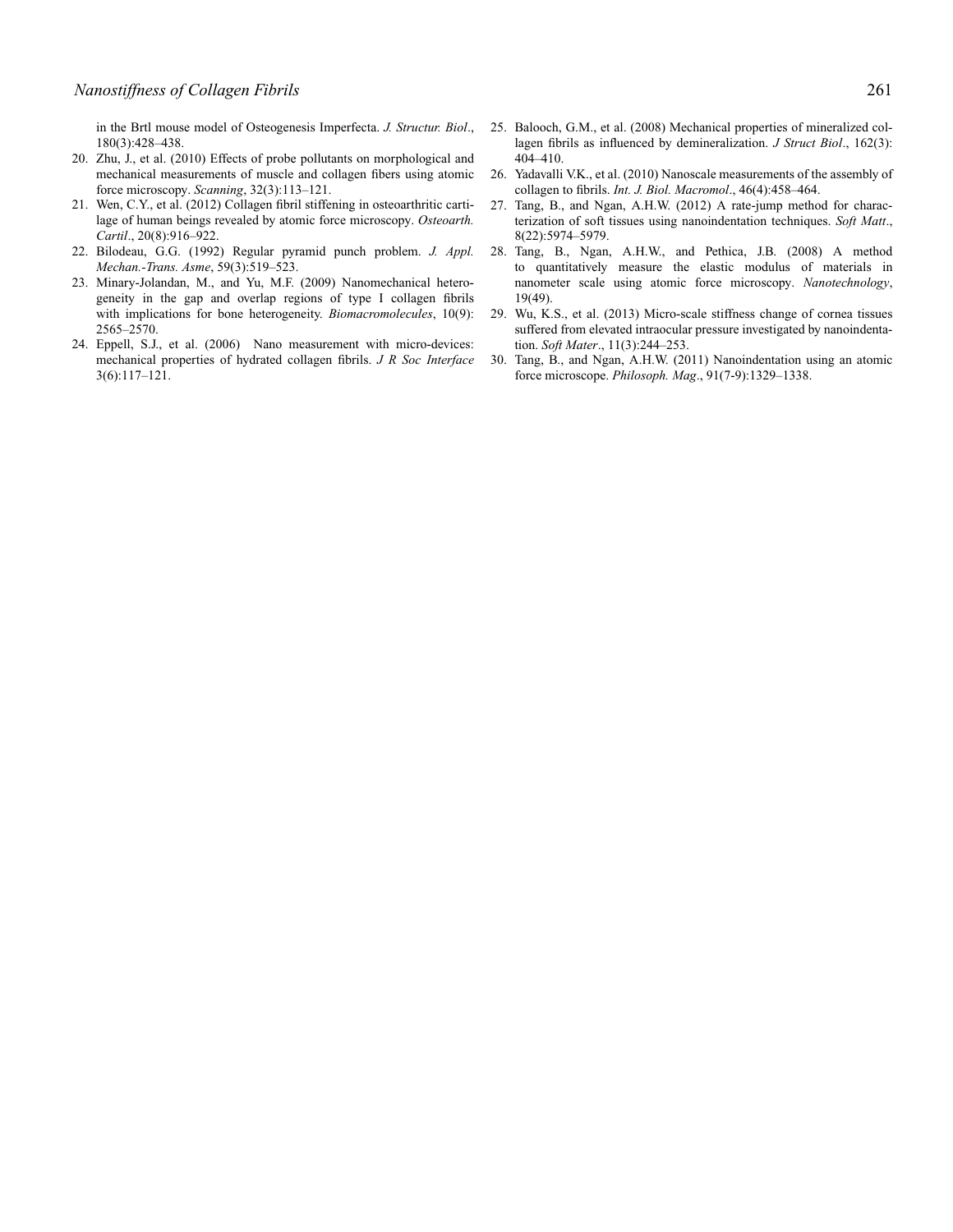in the Brtl mouse model of Osteogenesis Imperfecta. *J. Structur. Biol*., 180(3):428–438.

20. Zhu, J., et al. (2010) Effects of probe pollutants on morphological and mechanical measurements of muscle and collagen fibers using atomic force microscopy. *Scanning*, 32(3):113–121.
21. Wen, C.Y., et al. (2012) Collagen fibril stiffening in osteoarthritic cartilage of human beings revealed by atomic force microscopy. *Osteoarth. Cartil*., 20(8):916–922.
22. Bilodeau, G.G. (1992) Regular pyramid punch problem. *J. Appl. Mechan.-Trans. Asme*, 59(3):519–523.
23. Minary-Jolandan, M., and Yu, M.F. (2009) Nanomechanical heterogeneity in the gap and overlap regions of type I collagen fibrils with implications for bone heterogeneity. *Biomacromolecules*, 10(9): 2565–2570.
24. Eppell, S.J., et al. (2006) Nano measurement with micro-devices: mechanical properties of hydrated collagen fibrils. *J R Soc Interface* 3(6):117–121.
25. Balooch, G.M., et al. (2008) Mechanical properties of mineralized collagen fibrils as influenced by demineralization. *J Struct Biol*., 162(3): 404–410.
26. Yadavalli V.K., et al. (2010) Nanoscale measurements of the assembly of collagen to fibrils. *Int. J. Biol. Macromol*., 46(4):458–464.
27. Tang, B., and Ngan, A.H.W. (2012) A rate-jump method for characterization of soft tissues using nanoindentation techniques. *Soft Matt*., 8(22):5974–5979.
28. Tang, B., Ngan, A.H.W., and Pethica, J.B. (2008) A method to quantitatively measure the elastic modulus of materials in nanometer scale using atomic force microscopy. *Nanotechnology*, 19(49).
29. Wu, K.S., et al. (2013) Micro-scale stiffness change of cornea tissues suffered from elevated intraocular pressure investigated by nanoindentation. *Soft Mater*., 11(3):244–253.
30. Tang, B., and Ngan, A.H.W. (2011) Nanoindentation using an atomic force microscope. *Philosoph. Mag*., 91(7-9):1329–1338.